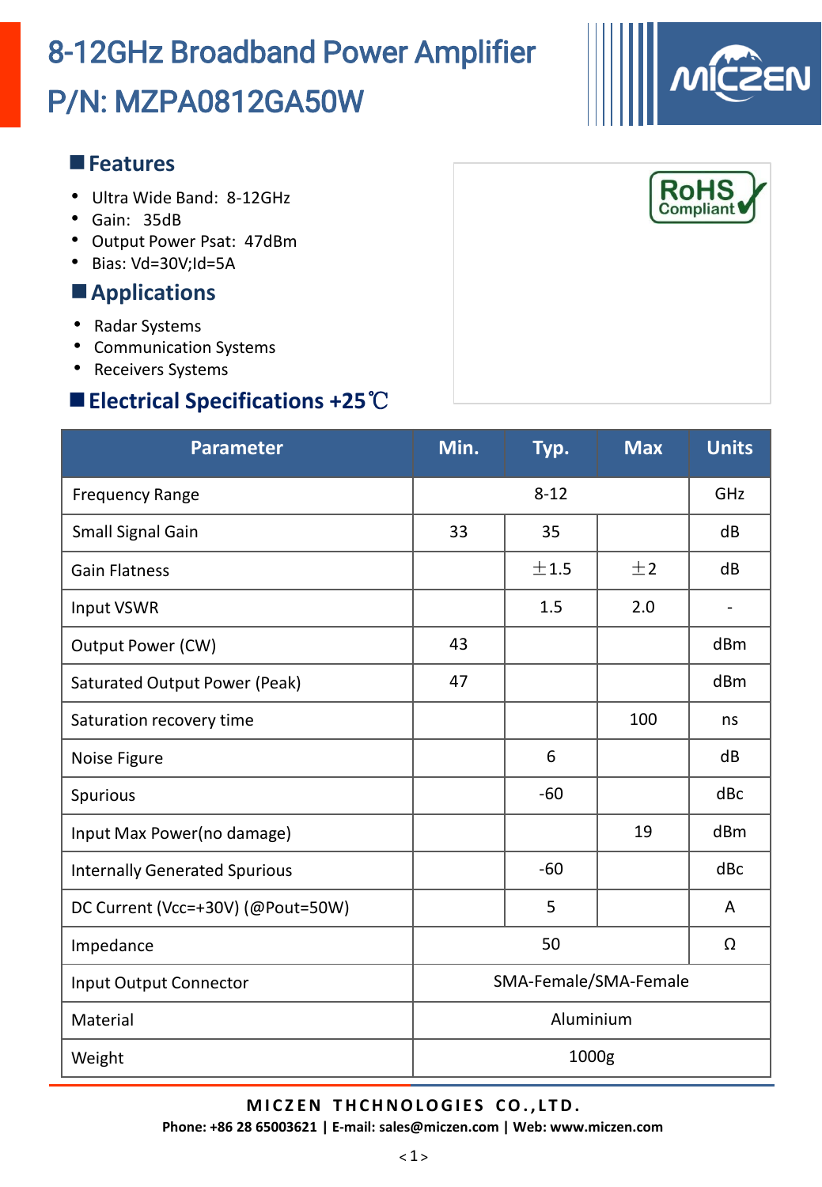# 8-12GHz Broadband Power Amplifier
# P/N: MZPA0812GA50W

## Features

- Ultra Wide Band: 8-12GHz
- Gain: 35dB
- Output Power Psat: 47dBm
- Bias: Vd=30V;Id=5A

## Applications

- Radar Systems
- Communication Systems
- Receivers Systems

## Electrical Specifications +25℃

| Parameter | Min. | Typ. | Max | Units |
|---|---|---|---|---|
| Frequency Range | | 8-12 | | GHz |
| Small Signal Gain | 33 | 35 | | dB |
| Gain Flatness | | ±1.5 | ±2 | dB |
| Input VSWR | | 1.5 | 2.0 | - |
| Output Power (CW) | 43 | | | dBm |
| Saturated Output Power (Peak) | 47 | | | dBm |
| Saturation recovery time | | | 100 | ns |
| Noise Figure | | 6 | | dB |
| Spurious | | -60 | | dBc |
| Input Max Power(no damage) | | | 19 | dBm |
| Internally Generated Spurious | | -60 | | dBc |
| DC Current (Vcc=+30V) (@Pout=50W) | | 5 | | A |
| Impedance | | 50 | | Ω |
| Input Output Connector | SMA-Female/SMA-Female | | | |
| Material | Aluminium | | | |
| Weight | 1000g | | | |

**MICZEN THCHNOLOGIES CO.,LTD.**
**Phone: +86 28 65003621 | E-mail: sales@miczen.com | Web: www.miczen.com**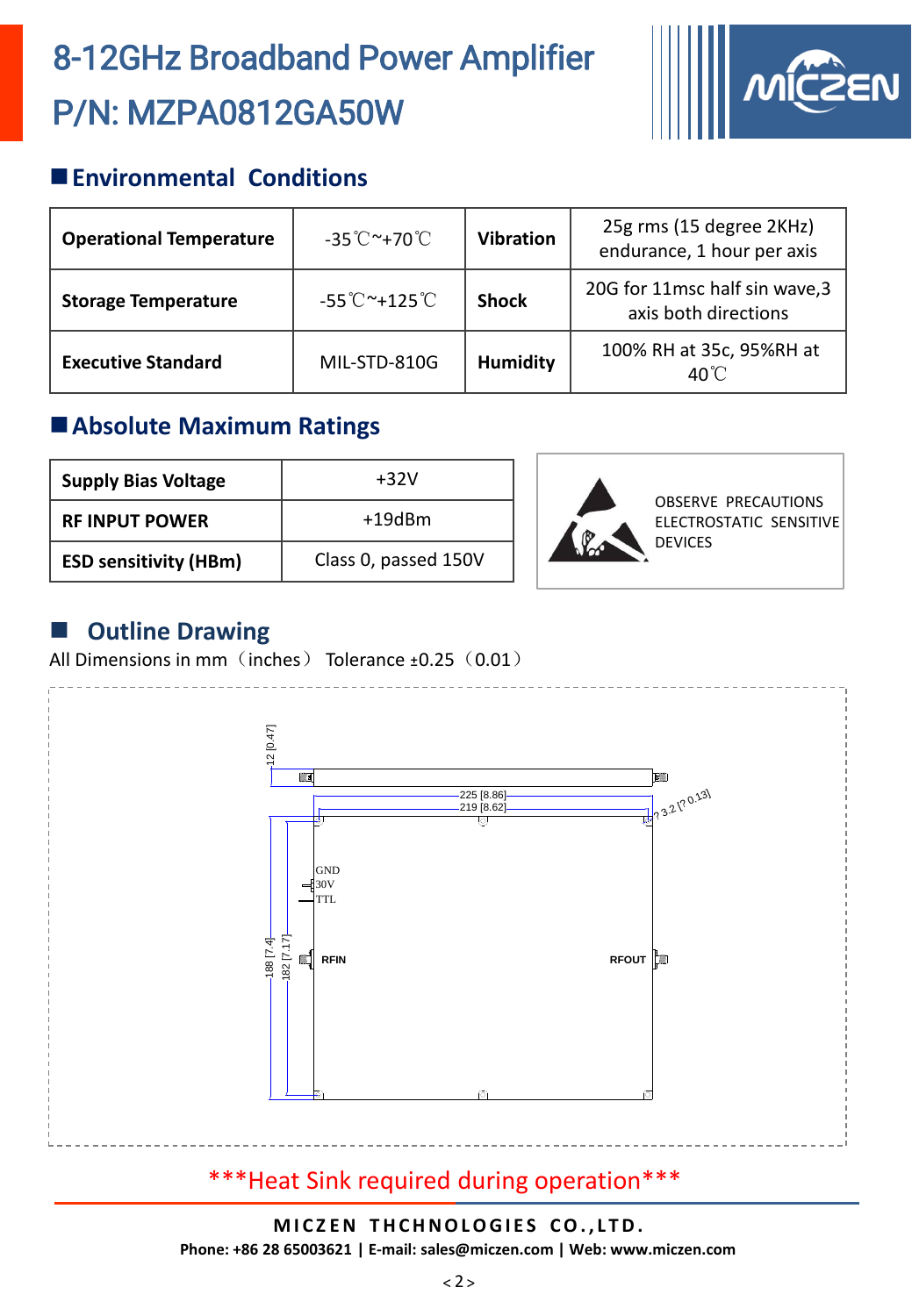# 8-12GHz Broadband Power Amplifier
# P/N: MZPA0812GA50W

## Environmental Conditions

| | | | |
|---|---|---|---|
| **Operational Temperature** | -35℃~+70℃ | **Vibration** | 25g rms (15 degree 2KHz) endurance, 1 hour per axis |
| **Storage Temperature** | -55℃~+125℃ | **Shock** | 20G for 11msc half sin wave,3 axis both directions |
| **Executive Standard** | MIL-STD-810G | **Humidity** | 100% RH at 35c, 95%RH at 40℃ |

## Absolute Maximum Ratings

| | |
|---|---|
| **Supply Bias Voltage** | +32V |
| **RF INPUT POWER** | +19dBm |
| **ESD sensitivity (HBm)** | Class 0, passed 150V |

OBSERVE PRECAUTIONS ELECTROSTATIC SENSITIVE DEVICES

## Outline Drawing

All Dimensions in mm（inches） Tolerance ±0.25（0.01）

12 [0.47]
225 [8.86]
219 [8.62]
? 3.2 [? 0.13]
GND
30V
TTL
RFIN
RFOUT
188 [7.4]
182 [7.17]

***Heat Sink required during operation***

**MICZEN THCHNOLOGIES CO.,LTD.**
**Phone: +86 28 65003621 | E-mail: sales@miczen.com | Web: www.miczen.com**